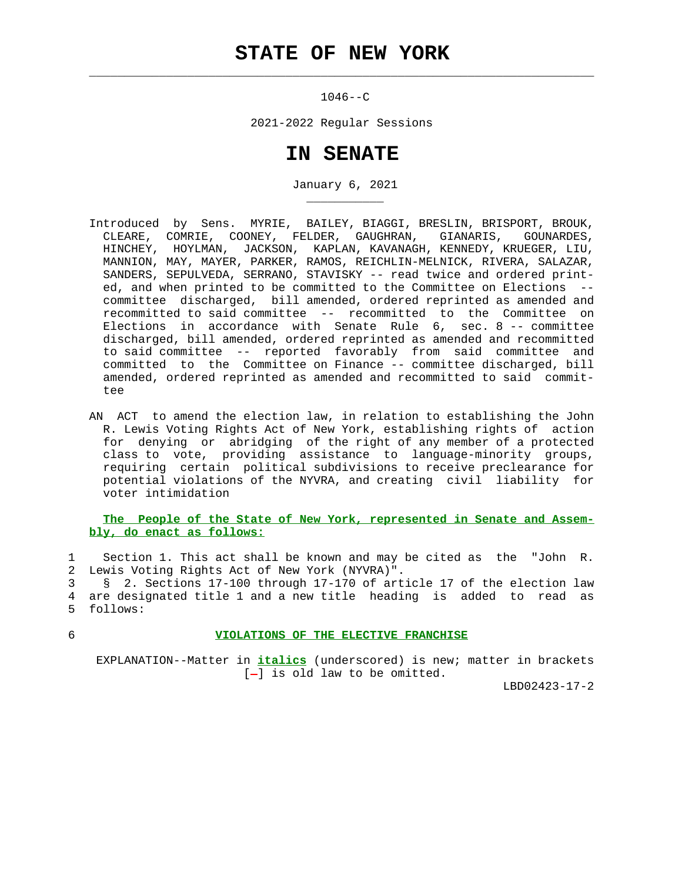# STATE OF NEW YORK

1046--C

2021-2022 Regular Sessions

# IN SENATE

January 6, 2021

Introduced by Sens. MYRIE, BAILEY, BIAGGI, BRESLIN, BRISPORT, BROUK, CLEARE, COMRIE, COONEY, FELDER, GAUGHRAN, GIANARIS, GOUNARDES, HINCHEY, HOYLMAN, JACKSON, KAPLAN, KAVANAGH, KENNEDY, KRUEGER, LIU, MANNION, MAY, MAYER, PARKER, RAMOS, REICHLIN-MELNICK, RIVERA, SALAZAR, SANDERS, SEPULVEDA, SERRANO, STAVISKY -- read twice and ordered printed, and when printed to be committed to the Committee on Elections -- committee discharged, bill amended, ordered reprinted as amended and recommitted to said committee -- recommitted to the Committee on Elections in accordance with Senate Rule 6, sec. 8 -- committee discharged, bill amended, ordered reprinted as amended and recommitted to said committee -- reported favorably from said committee and committed to the Committee on Finance -- committee discharged, bill amended, ordered reprinted as amended and recommitted to said committee

AN ACT to amend the election law, in relation to establishing the John R. Lewis Voting Rights Act of New York, establishing rights of action for denying or abridging of the right of any member of a protected class to vote, providing assistance to language-minority groups, requiring certain political subdivisions to receive preclearance for potential violations of the NYVRA, and creating civil liability for voter intimidation

**The People of the State of New York, represented in Senate and Assembly, do enact as follows:**

1 Section 1. This act shall be known and may be cited as the "John R.
2 Lewis Voting Rights Act of New York (NYVRA)".
3 § 2. Sections 17-100 through 17-170 of article 17 of the election law
4 are designated title 1 and a new title heading is added to read as
5 follows:

6 **VIOLATIONS OF THE ELECTIVE FRANCHISE**

EXPLANATION--Matter in ***italics*** (underscored) is new; matter in brackets [-] is old law to be omitted.

LBD02423-17-2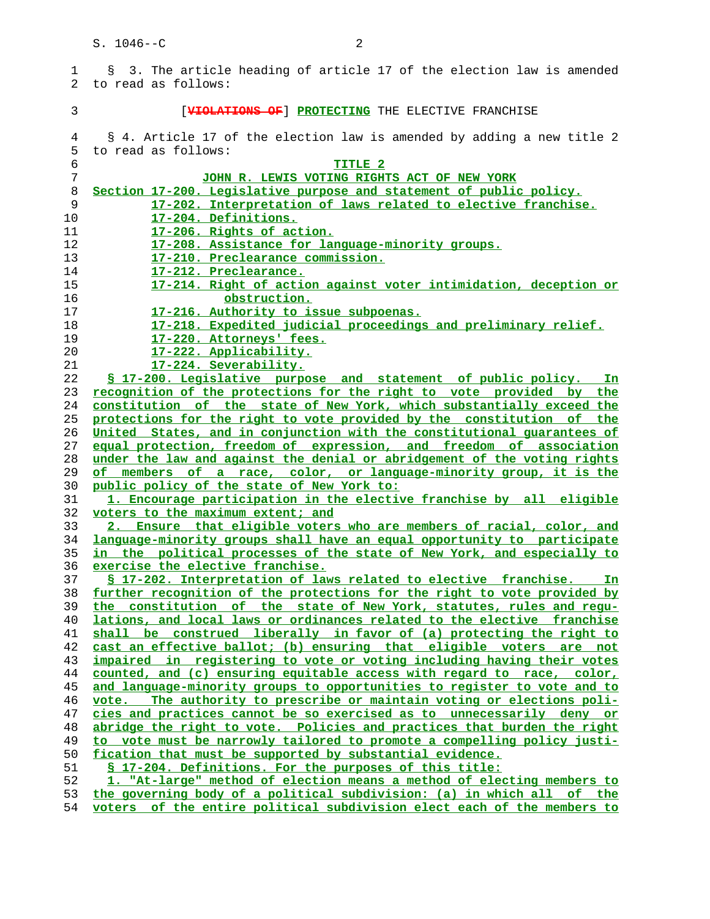§ 3. The article heading of article 17 of the election law is amended to read as follows:

[~~VIOLATIONS OF~~] PROTECTING THE ELECTIVE FRANCHISE

§ 4. Article 17 of the election law is amended by adding a new title 2 to read as follows:

TITLE 2

JOHN R. LEWIS VOTING RIGHTS ACT OF NEW YORK

Section 17-200. Legislative purpose and statement of public policy.
17-202. Interpretation of laws related to elective franchise.
17-204. Definitions.
17-206. Rights of action.
17-208. Assistance for language-minority groups.
17-210. Preclearance commission.
17-212. Preclearance.
17-214. Right of action against voter intimidation, deception or obstruction.
17-216. Authority to issue subpoenas.
17-218. Expedited judicial proceedings and preliminary relief.
17-220. Attorneys' fees.
17-222. Applicability.
17-224. Severability.

§ 17-200. Legislative purpose and statement of public policy. In recognition of the protections for the right to vote provided by the constitution of the state of New York, which substantially exceed the protections for the right to vote provided by the constitution of the United States, and in conjunction with the constitutional guarantees of equal protection, freedom of expression, and freedom of association under the law and against the denial or abridgement of the voting rights of members of a race, color, or language-minority group, it is the public policy of the state of New York to:

1. Encourage participation in the elective franchise by all eligible voters to the maximum extent; and

2. Ensure that eligible voters who are members of racial, color, and language-minority groups shall have an equal opportunity to participate in the political processes of the state of New York, and especially to exercise the elective franchise.

§ 17-202. Interpretation of laws related to elective franchise. In further recognition of the protections for the right to vote provided by the constitution of the state of New York, statutes, rules and regulations, and local laws or ordinances related to the elective franchise shall be construed liberally in favor of (a) protecting the right to cast an effective ballot; (b) ensuring that eligible voters are not impaired in registering to vote or voting including having their votes counted, and (c) ensuring equitable access with regard to race, color, and language-minority groups to opportunities to register to vote and to vote. The authority to prescribe or maintain voting or elections policies and practices cannot be so exercised as to unnecessarily deny or abridge the right to vote. Policies and practices that burden the right to vote must be narrowly tailored to promote a compelling policy justification that must be supported by substantial evidence.

§ 17-204. Definitions. For the purposes of this title:

1. "At-large" method of election means a method of electing members to the governing body of a political subdivision: (a) in which all of the voters of the entire political subdivision elect each of the members to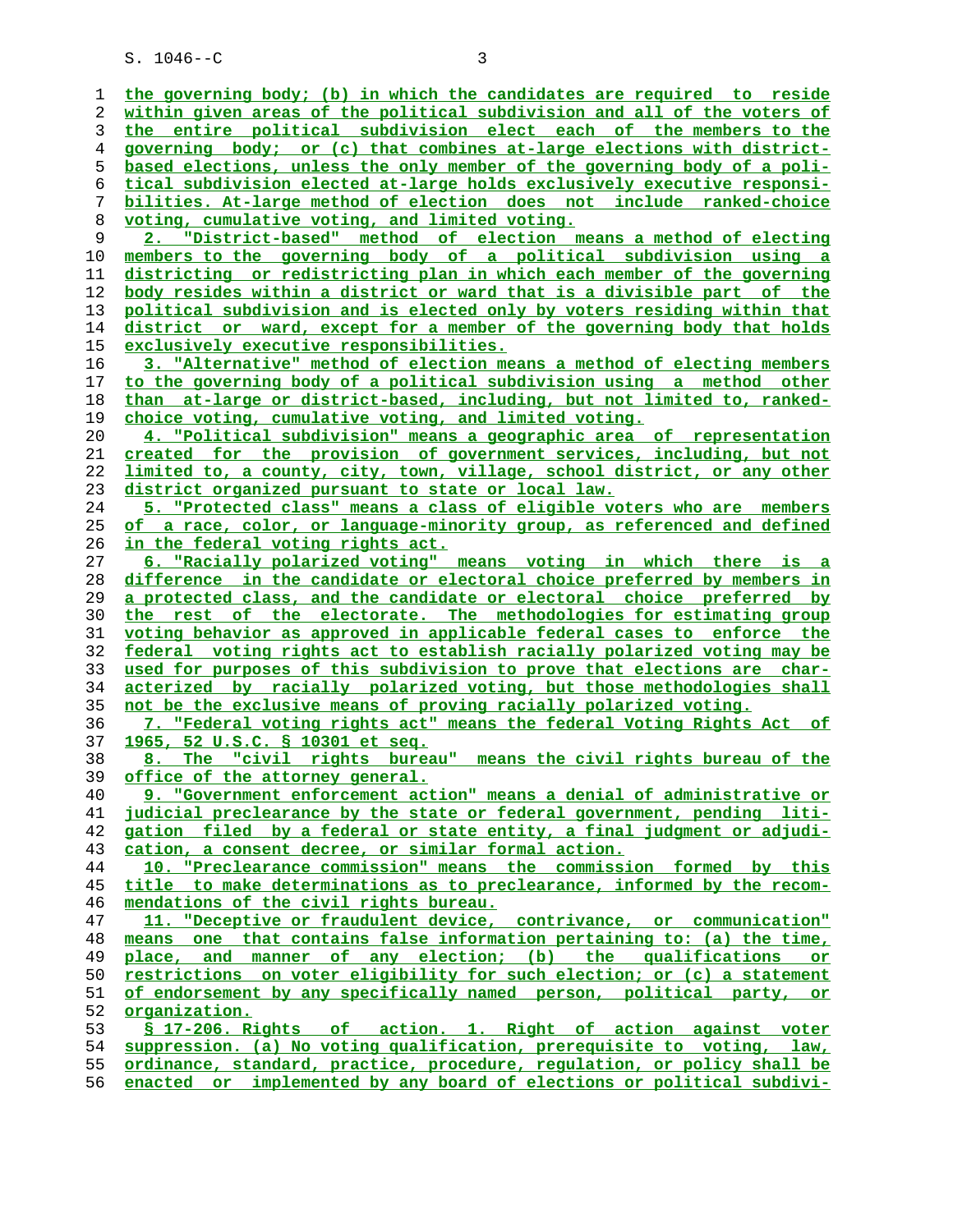the governing body; (b) in which the candidates are required to reside within given areas of the political subdivision and all of the voters of the entire political subdivision elect each of the members to the governing body; or (c) that combines at-large elections with district-based elections, unless the only member of the governing body of a political subdivision elected at-large holds exclusively executive responsibilities. At-large method of election does not include ranked-choice voting, cumulative voting, and limited voting.

2. "District-based" method of election means a method of electing members to the governing body of a political subdivision using a districting or redistricting plan in which each member of the governing body resides within a district or ward that is a divisible part of the political subdivision and is elected only by voters residing within that district or ward, except for a member of the governing body that holds exclusively executive responsibilities.

3. "Alternative" method of election means a method of electing members to the governing body of a political subdivision using a method other than at-large or district-based, including, but not limited to, ranked-choice voting, cumulative voting, and limited voting.

4. "Political subdivision" means a geographic area of representation created for the provision of government services, including, but not limited to, a county, city, town, village, school district, or any other district organized pursuant to state or local law.

5. "Protected class" means a class of eligible voters who are members of a race, color, or language-minority group, as referenced and defined in the federal voting rights act.

6. "Racially polarized voting" means voting in which there is a difference in the candidate or electoral choice preferred by members in a protected class, and the candidate or electoral choice preferred by the rest of the electorate. The methodologies for estimating group voting behavior as approved in applicable federal cases to enforce the federal voting rights act to establish racially polarized voting may be used for purposes of this subdivision to prove that elections are characterized by racially polarized voting, but those methodologies shall not be the exclusive means of proving racially polarized voting.

7. "Federal voting rights act" means the federal Voting Rights Act of 1965, 52 U.S.C. § 10301 et seq.

8. The "civil rights bureau" means the civil rights bureau of the office of the attorney general.

9. "Government enforcement action" means a denial of administrative or judicial preclearance by the state or federal government, pending litigation filed by a federal or state entity, a final judgment or adjudication, a consent decree, or similar formal action.

10. "Preclearance commission" means the commission formed by this title to make determinations as to preclearance, informed by the recommendations of the civil rights bureau.

11. "Deceptive or fraudulent device, contrivance, or communication" means one that contains false information pertaining to: (a) the time, place, and manner of any election; (b) the qualifications or restrictions on voter eligibility for such election; or (c) a statement of endorsement by any specifically named person, political party, or organization.

§ 17-206. Rights of action. 1. Right of action against voter suppression. (a) No voting qualification, prerequisite to voting, law, ordinance, standard, practice, procedure, regulation, or policy shall be enacted or implemented by any board of elections or political subdivi-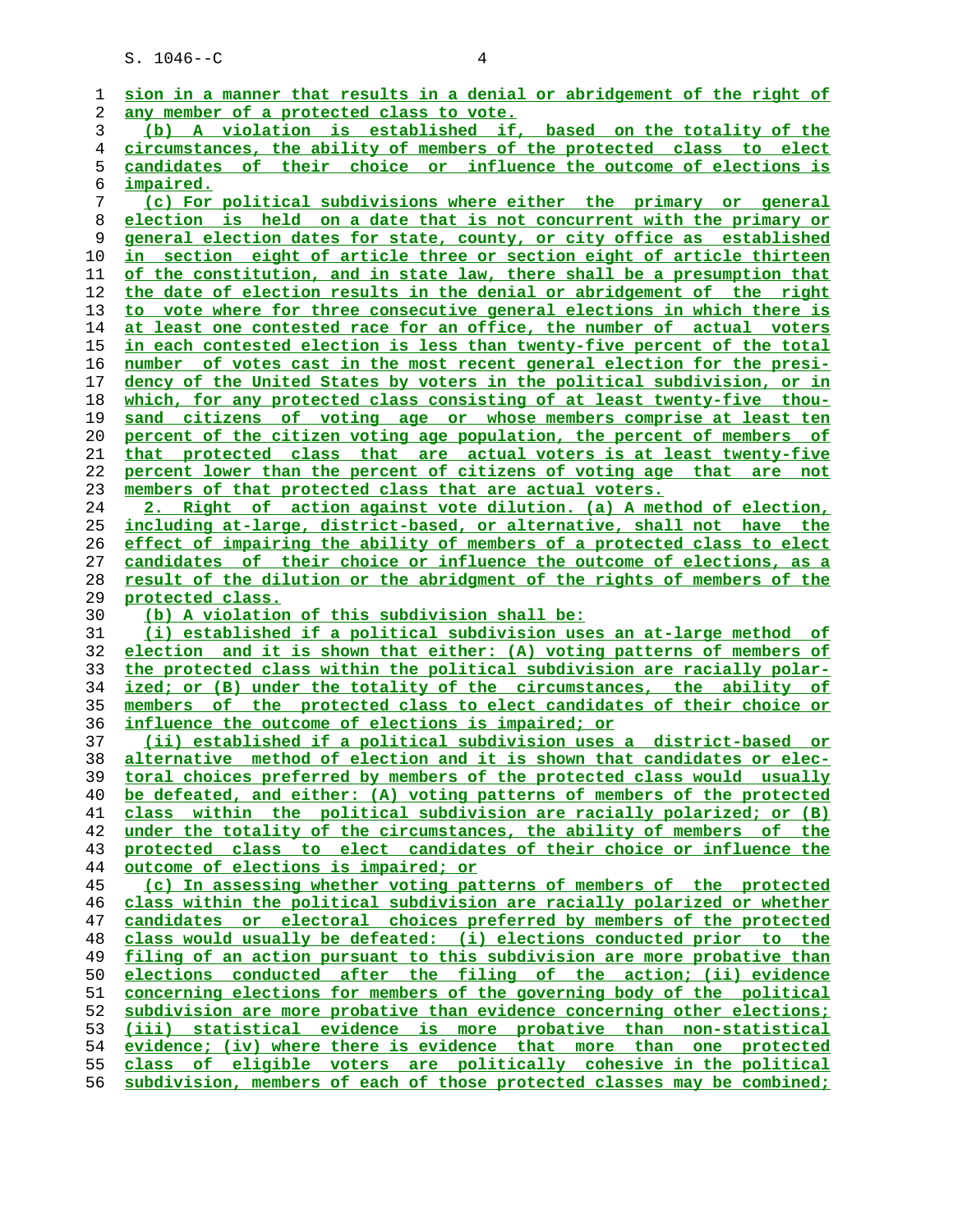sion in a manner that results in a denial or abridgement of the right of any member of a protected class to vote.

(b) A violation is established if, based on the totality of the circumstances, the ability of members of the protected class to elect candidates of their choice or influence the outcome of elections is impaired.

(c) For political subdivisions where either the primary or general election is held on a date that is not concurrent with the primary or general election dates for state, county, or city office as established in section eight of article three or section eight of article thirteen of the constitution, and in state law, there shall be a presumption that the date of election results in the denial or abridgement of the right to vote where for three consecutive general elections in which there is at least one contested race for an office, the number of actual voters in each contested election is less than twenty-five percent of the total number of votes cast in the most recent general election for the presidency of the United States by voters in the political subdivision, or in which, for any protected class consisting of at least twenty-five thousand citizens of voting age or whose members comprise at least ten percent of the citizen voting age population, the percent of members of that protected class that are actual voters is at least twenty-five percent lower than the percent of citizens of voting age that are not members of that protected class that are actual voters.

2. Right of action against vote dilution. (a) A method of election, including at-large, district-based, or alternative, shall not have the effect of impairing the ability of members of a protected class to elect candidates of their choice or influence the outcome of elections, as a result of the dilution or the abridgment of the rights of members of the protected class.

(b) A violation of this subdivision shall be:

(i) established if a political subdivision uses an at-large method of election and it is shown that either: (A) voting patterns of members of the protected class within the political subdivision are racially polarized; or (B) under the totality of the circumstances, the ability of members of the protected class to elect candidates of their choice or influence the outcome of elections is impaired; or

(ii) established if a political subdivision uses a district-based or alternative method of election and it is shown that candidates or electoral choices preferred by members of the protected class would usually be defeated, and either: (A) voting patterns of members of the protected class within the political subdivision are racially polarized; or (B) under the totality of the circumstances, the ability of members of the protected class to elect candidates of their choice or influence the outcome of elections is impaired; or

(c) In assessing whether voting patterns of members of the protected class within the political subdivision are racially polarized or whether candidates or electoral choices preferred by members of the protected class would usually be defeated: (i) elections conducted prior to the filing of an action pursuant to this subdivision are more probative than elections conducted after the filing of the action; (ii) evidence concerning elections for members of the governing body of the political subdivision are more probative than evidence concerning other elections; (iii) statistical evidence is more probative than non-statistical evidence; (iv) where there is evidence that more than one protected class of eligible voters are politically cohesive in the political subdivision, members of each of those protected classes may be combined;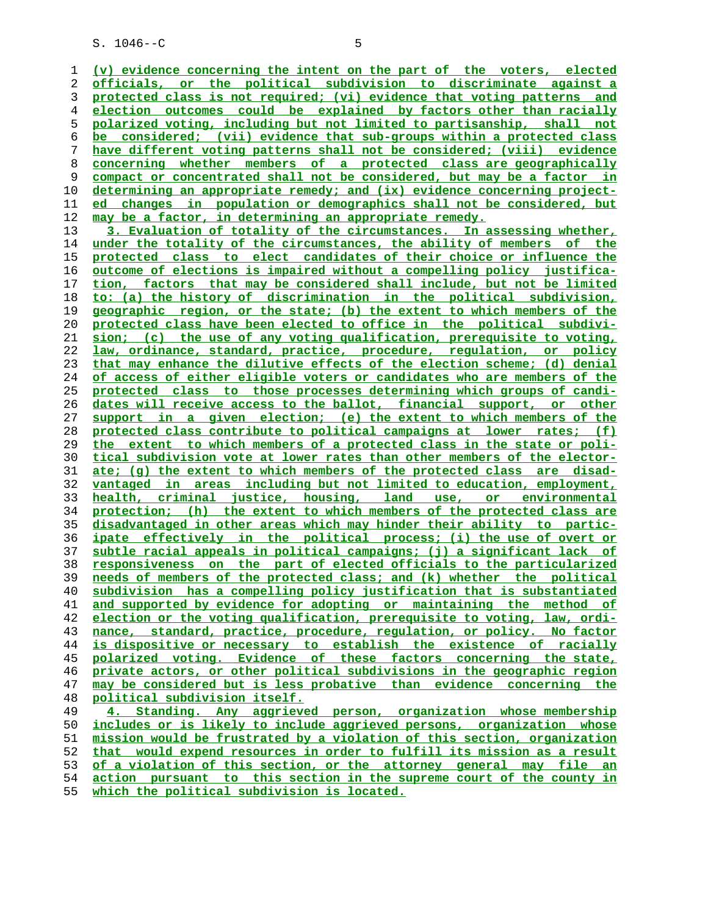(v) evidence concerning the intent on the part of the voters, elected officials, or the political subdivision to discriminate against a protected class is not required; (vi) evidence that voting patterns and election outcomes could be explained by factors other than racially polarized voting, including but not limited to partisanship, shall not be considered; (vii) evidence that sub-groups within a protected class have different voting patterns shall not be considered; (viii) evidence concerning whether members of a protected class are geographically compact or concentrated shall not be considered, but may be a factor in determining an appropriate remedy; and (ix) evidence concerning projected changes in population or demographics shall not be considered, but may be a factor, in determining an appropriate remedy.

3. Evaluation of totality of the circumstances. In assessing whether, under the totality of the circumstances, the ability of members of the protected class to elect candidates of their choice or influence the outcome of elections is impaired without a compelling policy justification, factors that may be considered shall include, but not be limited to: (a) the history of discrimination in the political subdivision, geographic region, or the state; (b) the extent to which members of the protected class have been elected to office in the political subdivision; (c) the use of any voting qualification, prerequisite to voting, law, ordinance, standard, practice, procedure, regulation, or policy that may enhance the dilutive effects of the election scheme; (d) denial of access of either eligible voters or candidates who are members of the protected class to those processes determining which groups of candidates will receive access to the ballot, financial support, or other support in a given election; (e) the extent to which members of the protected class contribute to political campaigns at lower rates; (f) the extent to which members of a protected class in the state or political subdivision vote at lower rates than other members of the electorate; (g) the extent to which members of the protected class are disadvantaged in areas including but not limited to education, employment, health, criminal justice, housing, land use, or environmental protection; (h) the extent to which members of the protected class are disadvantaged in other areas which may hinder their ability to participate effectively in the political process; (i) the use of overt or subtle racial appeals in political campaigns; (j) a significant lack of responsiveness on the part of elected officials to the particularized needs of members of the protected class; and (k) whether the political subdivision has a compelling policy justification that is substantiated and supported by evidence for adopting or maintaining the method of election or the voting qualification, prerequisite to voting, law, ordinance, standard, practice, procedure, regulation, or policy. No factor is dispositive or necessary to establish the existence of racially polarized voting. Evidence of these factors concerning the state, private actors, or other political subdivisions in the geographic region may be considered but is less probative than evidence concerning the political subdivision itself.

4. Standing. Any aggrieved person, organization whose membership includes or is likely to include aggrieved persons, organization whose mission would be frustrated by a violation of this section, organization that would expend resources in order to fulfill its mission as a result of a violation of this section, or the attorney general may file an action pursuant to this section in the supreme court of the county in which the political subdivision is located.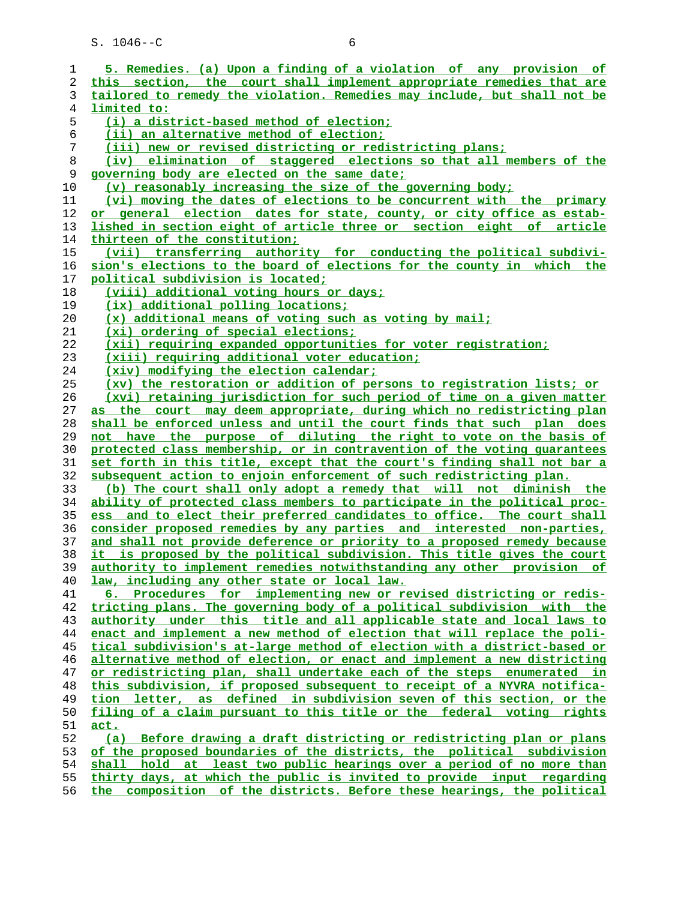5. Remedies. (a) Upon a finding of a violation of any provision of this section, the court shall implement appropriate remedies that are tailored to remedy the violation. Remedies may include, but shall not be limited to:

(i) a district-based method of election;

(ii) an alternative method of election;

(iii) new or revised districting or redistricting plans;

(iv) elimination of staggered elections so that all members of the governing body are elected on the same date;

(v) reasonably increasing the size of the governing body;

(vi) moving the dates of elections to be concurrent with the primary or general election dates for state, county, or city office as established in section eight of article three or section eight of article thirteen of the constitution;

(vii) transferring authority for conducting the political subdivision's elections to the board of elections for the county in which the political subdivision is located;

(viii) additional voting hours or days;

(ix) additional polling locations;

(x) additional means of voting such as voting by mail;

(xi) ordering of special elections;

(xii) requiring expanded opportunities for voter registration;

(xiii) requiring additional voter education;

(xiv) modifying the election calendar;

(xv) the restoration or addition of persons to registration lists; or

(xvi) retaining jurisdiction for such period of time on a given matter as the court may deem appropriate, during which no redistricting plan shall be enforced unless and until the court finds that such plan does not have the purpose of diluting the right to vote on the basis of protected class membership, or in contravention of the voting guarantees set forth in this title, except that the court's finding shall not bar a subsequent action to enjoin enforcement of such redistricting plan.

(b) The court shall only adopt a remedy that will not diminish the ability of protected class members to participate in the political process and to elect their preferred candidates to office. The court shall consider proposed remedies by any parties and interested non-parties, and shall not provide deference or priority to a proposed remedy because it is proposed by the political subdivision. This title gives the court authority to implement remedies notwithstanding any other provision of law, including any other state or local law.

6. Procedures for implementing new or revised districting or redistricting plans. The governing body of a political subdivision with the authority under this title and all applicable state and local laws to enact and implement a new method of election that will replace the political subdivision's at-large method of election with a district-based or alternative method of election, or enact and implement a new districting or redistricting plan, shall undertake each of the steps enumerated in this subdivision, if proposed subsequent to receipt of a NYVRA notification letter, as defined in subdivision seven of this section, or the filing of a claim pursuant to this title or the federal voting rights act.

(a) Before drawing a draft districting or redistricting plan or plans of the proposed boundaries of the districts, the political subdivision shall hold at least two public hearings over a period of no more than thirty days, at which the public is invited to provide input regarding the composition of the districts. Before these hearings, the political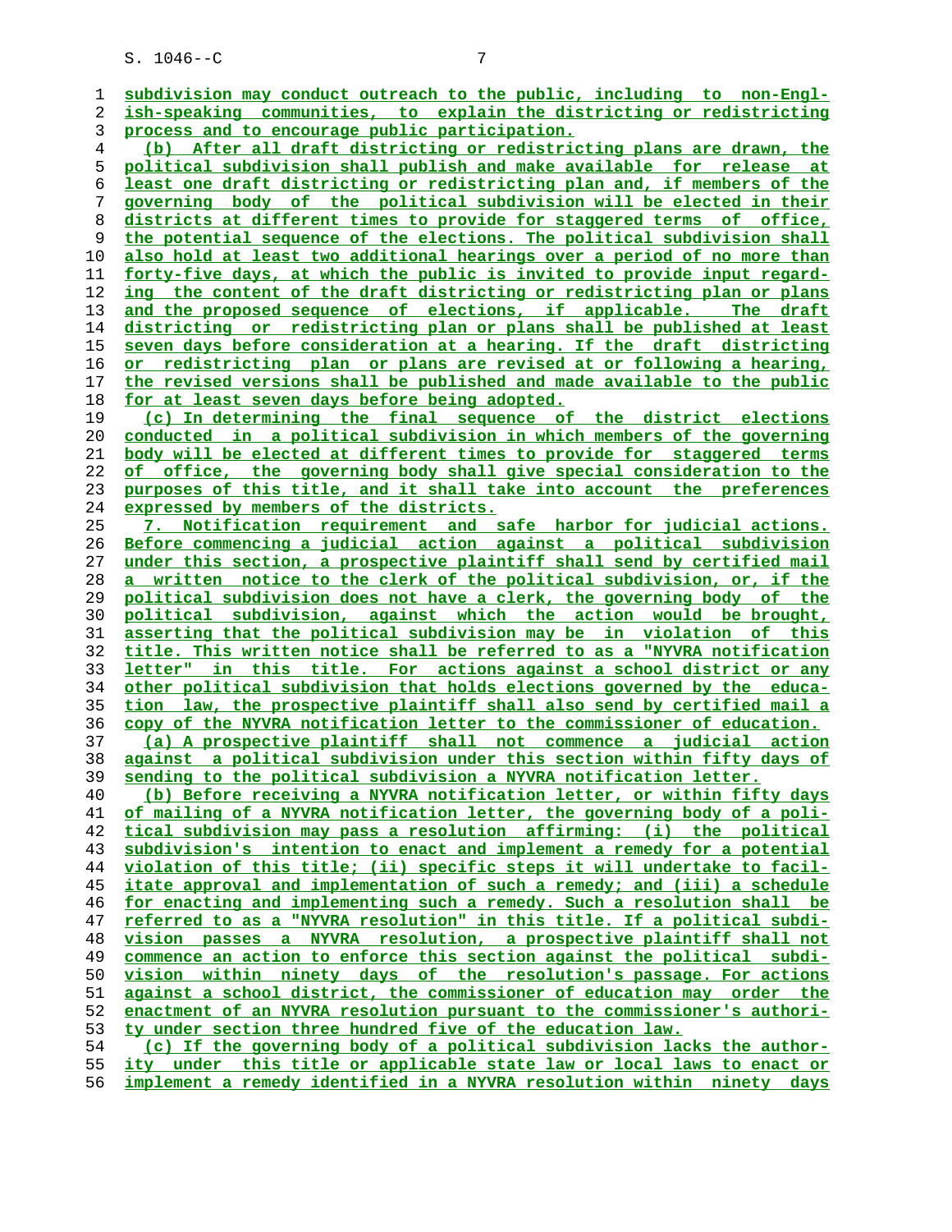subdivision may conduct outreach to the public, including to non-English-speaking communities, to explain the districting or redistricting process and to encourage public participation.

(b) After all draft districting or redistricting plans are drawn, the political subdivision shall publish and make available for release at least one draft districting or redistricting plan and, if members of the governing body of the political subdivision will be elected in their districts at different times to provide for staggered terms of office, the potential sequence of the elections. The political subdivision shall also hold at least two additional hearings over a period of no more than forty-five days, at which the public is invited to provide input regarding the content of the draft districting or redistricting plan or plans and the proposed sequence of elections, if applicable. The draft districting or redistricting plan or plans shall be published at least seven days before consideration at a hearing. If the draft districting or redistricting plan or plans are revised at or following a hearing, the revised versions shall be published and made available to the public for at least seven days before being adopted.

(c) In determining the final sequence of the district elections conducted in a political subdivision in which members of the governing body will be elected at different times to provide for staggered terms of office, the governing body shall give special consideration to the purposes of this title, and it shall take into account the preferences expressed by members of the districts.

7. Notification requirement and safe harbor for judicial actions. Before commencing a judicial action against a political subdivision under this section, a prospective plaintiff shall send by certified mail a written notice to the clerk of the political subdivision, or, if the political subdivision does not have a clerk, the governing body of the political subdivision, against which the action would be brought, asserting that the political subdivision may be in violation of this title. This written notice shall be referred to as a "NYVRA notification letter" in this title. For actions against a school district or any other political subdivision that holds elections governed by the education law, the prospective plaintiff shall also send by certified mail a copy of the NYVRA notification letter to the commissioner of education.

(a) A prospective plaintiff shall not commence a judicial action against a political subdivision under this section within fifty days of sending to the political subdivision a NYVRA notification letter.

(b) Before receiving a NYVRA notification letter, or within fifty days of mailing of a NYVRA notification letter, the governing body of a political subdivision may pass a resolution affirming: (i) the political subdivision's intention to enact and implement a remedy for a potential violation of this title; (ii) specific steps it will undertake to facilitate approval and implementation of such a remedy; and (iii) a schedule for enacting and implementing such a remedy. Such a resolution shall be referred to as a "NYVRA resolution" in this title. If a political subdivision passes a NYVRA resolution, a prospective plaintiff shall not commence an action to enforce this section against the political subdivision within ninety days of the resolution's passage. For actions against a school district, the commissioner of education may order the enactment of an NYVRA resolution pursuant to the commissioner's authority under section three hundred five of the education law.

(c) If the governing body of a political subdivision lacks the authority under this title or applicable state law or local laws to enact or implement a remedy identified in a NYVRA resolution within ninety days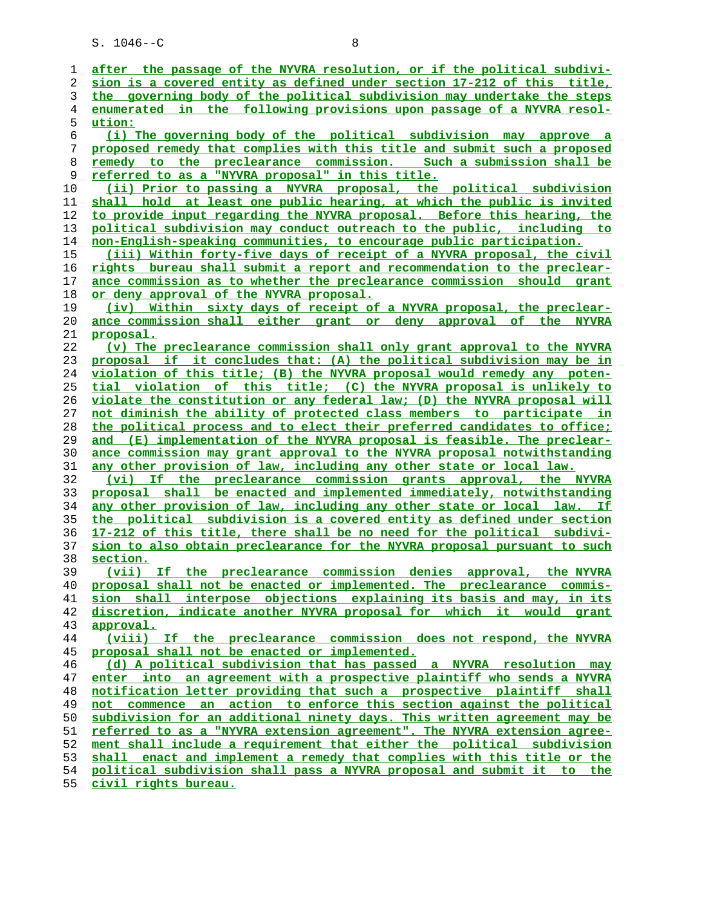after the passage of the NYVRA resolution, or if the political subdivision is a covered entity as defined under section 17-212 of this title, the governing body of the political subdivision may undertake the steps enumerated in the following provisions upon passage of a NYVRA resolution:

(i) The governing body of the political subdivision may approve a proposed remedy that complies with this title and submit such a proposed remedy to the preclearance commission. Such a submission shall be referred to as a "NYVRA proposal" in this title.

(ii) Prior to passing a NYVRA proposal, the political subdivision shall hold at least one public hearing, at which the public is invited to provide input regarding the NYVRA proposal. Before this hearing, the political subdivision may conduct outreach to the public, including to non-English-speaking communities, to encourage public participation.

(iii) Within forty-five days of receipt of a NYVRA proposal, the civil rights bureau shall submit a report and recommendation to the preclearance commission as to whether the preclearance commission should grant or deny approval of the NYVRA proposal.

(iv) Within sixty days of receipt of a NYVRA proposal, the preclearance commission shall either grant or deny approval of the NYVRA proposal.

(v) The preclearance commission shall only grant approval to the NYVRA proposal if it concludes that: (A) the political subdivision may be in violation of this title; (B) the NYVRA proposal would remedy any potential violation of this title; (C) the NYVRA proposal is unlikely to violate the constitution or any federal law; (D) the NYVRA proposal will not diminish the ability of protected class members to participate in the political process and to elect their preferred candidates to office; and (E) implementation of the NYVRA proposal is feasible. The preclearance commission may grant approval to the NYVRA proposal notwithstanding any other provision of law, including any other state or local law.

(vi) If the preclearance commission grants approval, the NYVRA proposal shall be enacted and implemented immediately, notwithstanding any other provision of law, including any other state or local law. If the political subdivision is a covered entity as defined under section 17-212 of this title, there shall be no need for the political subdivision to also obtain preclearance for the NYVRA proposal pursuant to such section.

(vii) If the preclearance commission denies approval, the NYVRA proposal shall not be enacted or implemented. The preclearance commission shall interpose objections explaining its basis and may, in its discretion, indicate another NYVRA proposal for which it would grant approval.

(viii) If the preclearance commission does not respond, the NYVRA proposal shall not be enacted or implemented.

(d) A political subdivision that has passed a NYVRA resolution may enter into an agreement with a prospective plaintiff who sends a NYVRA notification letter providing that such a prospective plaintiff shall not commence an action to enforce this section against the political subdivision for an additional ninety days. This written agreement may be referred to as a "NYVRA extension agreement". The NYVRA extension agreement shall include a requirement that either the political subdivision shall enact and implement a remedy that complies with this title or the political subdivision shall pass a NYVRA proposal and submit it to the civil rights bureau.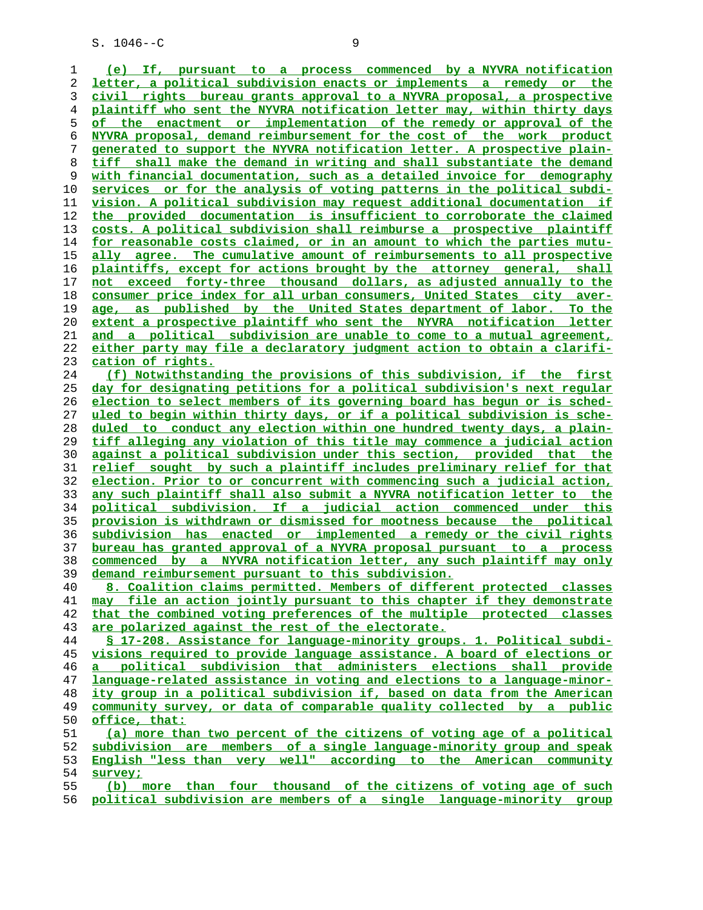(e) If, pursuant to a process commenced by a NYVRA notification letter, a political subdivision enacts or implements a remedy or the civil rights bureau grants approval to a NYVRA proposal, a prospective plaintiff who sent the NYVRA notification letter may, within thirty days of the enactment or implementation of the remedy or approval of the NYVRA proposal, demand reimbursement for the cost of the work product generated to support the NYVRA notification letter. A prospective plaintiff shall make the demand in writing and shall substantiate the demand with financial documentation, such as a detailed invoice for demography services or for the analysis of voting patterns in the political subdivision. A political subdivision may request additional documentation if the provided documentation is insufficient to corroborate the claimed costs. A political subdivision shall reimburse a prospective plaintiff for reasonable costs claimed, or in an amount to which the parties mutually agree. The cumulative amount of reimbursements to all prospective plaintiffs, except for actions brought by the attorney general, shall not exceed forty-three thousand dollars, as adjusted annually to the consumer price index for all urban consumers, United States city average, as published by the United States department of labor. To the extent a prospective plaintiff who sent the NYVRA notification letter and a political subdivision are unable to come to a mutual agreement, either party may file a declaratory judgment action to obtain a clarification of rights.

(f) Notwithstanding the provisions of this subdivision, if the first day for designating petitions for a political subdivision's next regular election to select members of its governing board has begun or is scheduled to begin within thirty days, or if a political subdivision is scheduled to conduct any election within one hundred twenty days, a plaintiff alleging any violation of this title may commence a judicial action against a political subdivision under this section, provided that the relief sought by such a plaintiff includes preliminary relief for that election. Prior to or concurrent with commencing such a judicial action, any such plaintiff shall also submit a NYVRA notification letter to the political subdivision. If a judicial action commenced under this provision is withdrawn or dismissed for mootness because the political subdivision has enacted or implemented a remedy or the civil rights bureau has granted approval of a NYVRA proposal pursuant to a process commenced by a NYVRA notification letter, any such plaintiff may only demand reimbursement pursuant to this subdivision.

8. Coalition claims permitted. Members of different protected classes may file an action jointly pursuant to this chapter if they demonstrate that the combined voting preferences of the multiple protected classes are polarized against the rest of the electorate.

§ 17-208. Assistance for language-minority groups. 1. Political subdivisions required to provide language assistance. A board of elections or a political subdivision that administers elections shall provide language-related assistance in voting and elections to a language-minority group in a political subdivision if, based on data from the American community survey, or data of comparable quality collected by a public office, that:

(a) more than two percent of the citizens of voting age of a political subdivision are members of a single language-minority group and speak English "less than very well" according to the American community survey;

(b) more than four thousand of the citizens of voting age of such political subdivision are members of a single language-minority group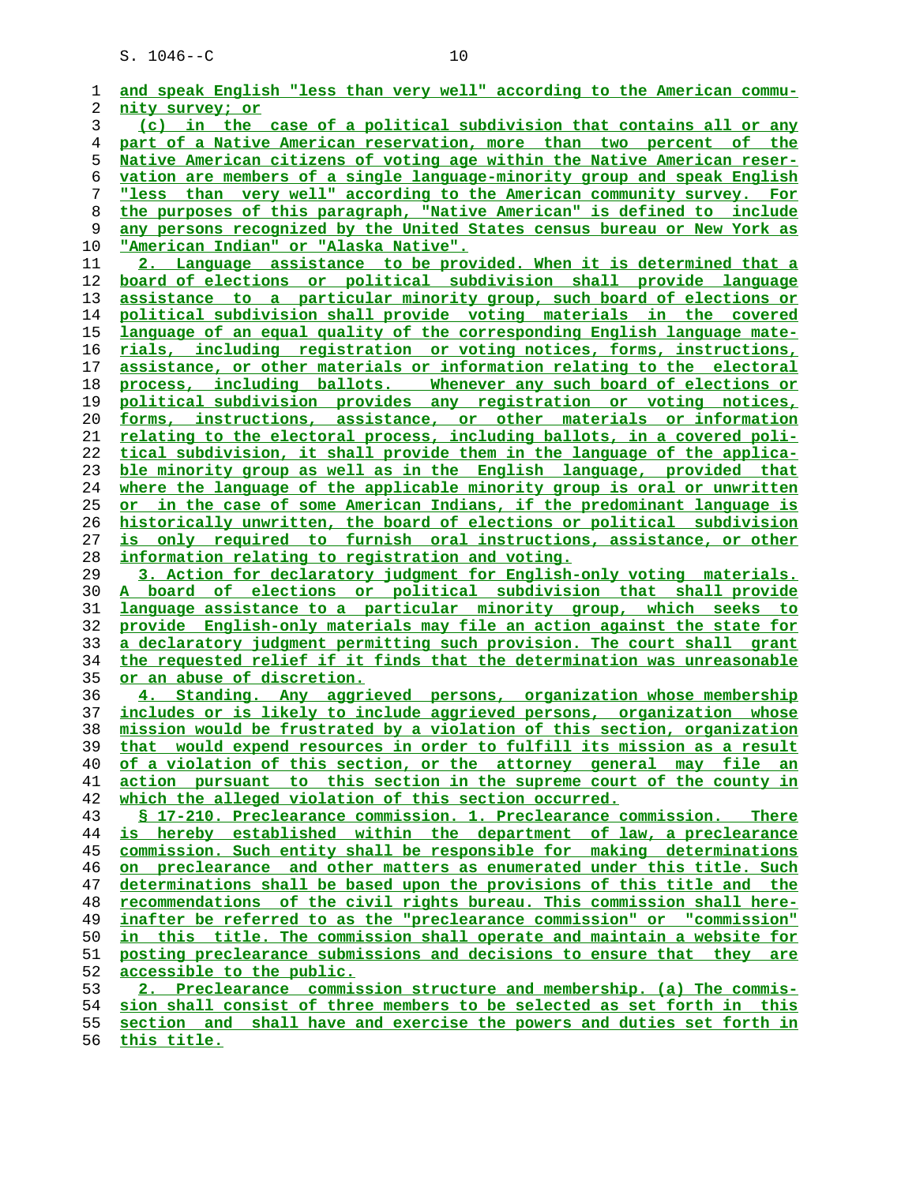and speak English "less than very well" according to the American community survey; or

(c) in the case of a political subdivision that contains all or any part of a Native American reservation, more than two percent of the Native American citizens of voting age within the Native American reservation are members of a single language-minority group and speak English "less than very well" according to the American community survey. For the purposes of this paragraph, "Native American" is defined to include any persons recognized by the United States census bureau or New York as "American Indian" or "Alaska Native".

2. Language assistance to be provided. When it is determined that a board of elections or political subdivision shall provide language assistance to a particular minority group, such board of elections or political subdivision shall provide voting materials in the covered language of an equal quality of the corresponding English language materials, including registration or voting notices, forms, instructions, assistance, or other materials or information relating to the electoral process, including ballots. Whenever any such board of elections or political subdivision provides any registration or voting notices, forms, instructions, assistance, or other materials or information relating to the electoral process, including ballots, in a covered political subdivision, it shall provide them in the language of the applicable minority group as well as in the English language, provided that where the language of the applicable minority group is oral or unwritten or in the case of some American Indians, if the predominant language is historically unwritten, the board of elections or political subdivision is only required to furnish oral instructions, assistance, or other information relating to registration and voting.

3. Action for declaratory judgment for English-only voting materials. A board of elections or political subdivision that shall provide language assistance to a particular minority group, which seeks to provide English-only materials may file an action against the state for a declaratory judgment permitting such provision. The court shall grant the requested relief if it finds that the determination was unreasonable or an abuse of discretion.

4. Standing. Any aggrieved persons, organization whose membership includes or is likely to include aggrieved persons, organization whose mission would be frustrated by a violation of this section, organization that would expend resources in order to fulfill its mission as a result of a violation of this section, or the attorney general may file an action pursuant to this section in the supreme court of the county in which the alleged violation of this section occurred.

§ 17-210. Preclearance commission. 1. Preclearance commission. There is hereby established within the department of law, a preclearance commission. Such entity shall be responsible for making determinations on preclearance and other matters as enumerated under this title. Such determinations shall be based upon the provisions of this title and the recommendations of the civil rights bureau. This commission shall hereinafter be referred to as the "preclearance commission" or "commission" in this title. The commission shall operate and maintain a website for posting preclearance submissions and decisions to ensure that they are accessible to the public.

2. Preclearance commission structure and membership. (a) The commission shall consist of three members to be selected as set forth in this section and shall have and exercise the powers and duties set forth in this title.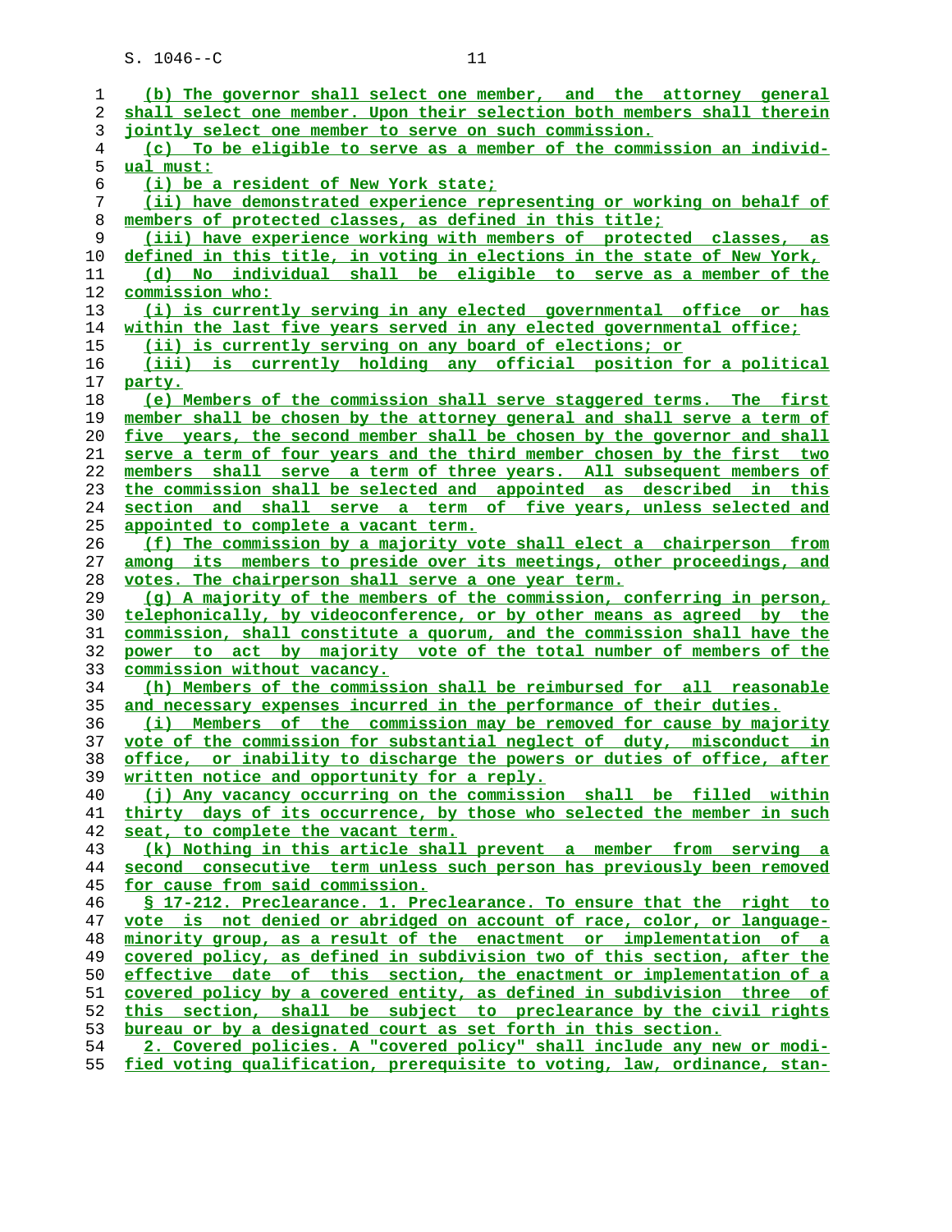(b) The governor shall select one member, and the attorney general shall select one member. Upon their selection both members shall therein jointly select one member to serve on such commission.

(c) To be eligible to serve as a member of the commission an individual must:

(i) be a resident of New York state;

(ii) have demonstrated experience representing or working on behalf of members of protected classes, as defined in this title;

(iii) have experience working with members of protected classes, as defined in this title, in voting in elections in the state of New York,

(d) No individual shall be eligible to serve as a member of the commission who:

(i) is currently serving in any elected governmental office or has within the last five years served in any elected governmental office;

(ii) is currently serving on any board of elections; or

(iii) is currently holding any official position for a political party.

(e) Members of the commission shall serve staggered terms. The first member shall be chosen by the attorney general and shall serve a term of five years, the second member shall be chosen by the governor and shall serve a term of four years and the third member chosen by the first two members shall serve a term of three years. All subsequent members of the commission shall be selected and appointed as described in this section and shall serve a term of five years, unless selected and appointed to complete a vacant term.

(f) The commission by a majority vote shall elect a chairperson from among its members to preside over its meetings, other proceedings, and votes. The chairperson shall serve a one year term.

(g) A majority of the members of the commission, conferring in person, telephonically, by videoconference, or by other means as agreed by the commission, shall constitute a quorum, and the commission shall have the power to act by majority vote of the total number of members of the commission without vacancy.

(h) Members of the commission shall be reimbursed for all reasonable and necessary expenses incurred in the performance of their duties.

(i) Members of the commission may be removed for cause by majority vote of the commission for substantial neglect of duty, misconduct in office, or inability to discharge the powers or duties of office, after written notice and opportunity for a reply.

(j) Any vacancy occurring on the commission shall be filled within thirty days of its occurrence, by those who selected the member in such seat, to complete the vacant term.

(k) Nothing in this article shall prevent a member from serving a second consecutive term unless such person has previously been removed for cause from said commission.

§ 17-212. Preclearance. 1. Preclearance. To ensure that the right to vote is not denied or abridged on account of race, color, or language-minority group, as a result of the enactment or implementation of a covered policy, as defined in subdivision two of this section, after the effective date of this section, the enactment or implementation of a covered policy by a covered entity, as defined in subdivision three of this section, shall be subject to preclearance by the civil rights bureau or by a designated court as set forth in this section.

2. Covered policies. A "covered policy" shall include any new or modified voting qualification, prerequisite to voting, law, ordinance, stan-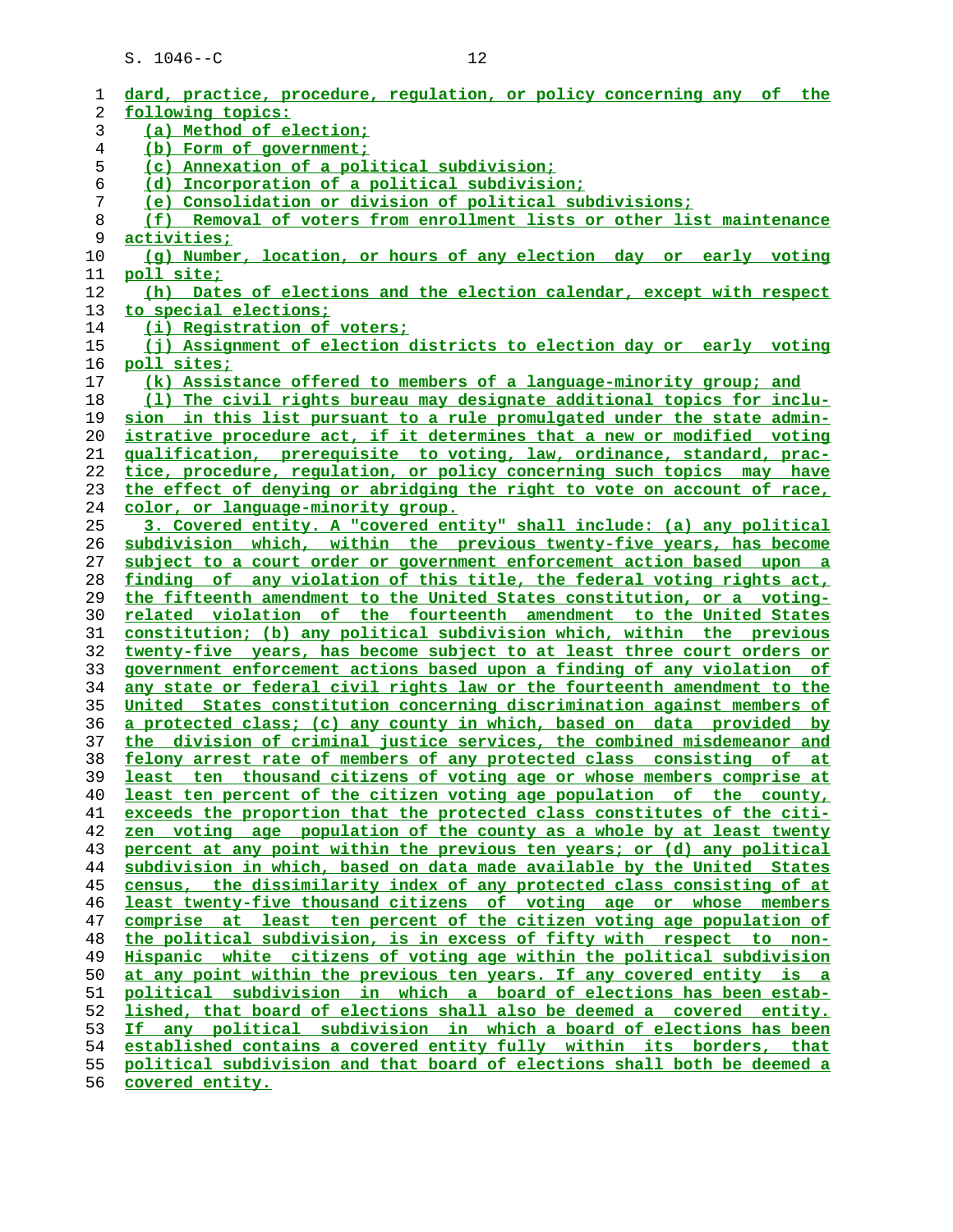dard, practice, procedure, regulation, or policy concerning any of the following topics:

(a) Method of election;

(b) Form of government;

(c) Annexation of a political subdivision;

(d) Incorporation of a political subdivision;

(e) Consolidation or division of political subdivisions;

(f) Removal of voters from enrollment lists or other list maintenance activities;

(g) Number, location, or hours of any election day or early voting poll site;

(h) Dates of elections and the election calendar, except with respect to special elections;

(i) Registration of voters;

(j) Assignment of election districts to election day or early voting poll sites;

(k) Assistance offered to members of a language-minority group; and

(l) The civil rights bureau may designate additional topics for inclusion in this list pursuant to a rule promulgated under the state administrative procedure act, if it determines that a new or modified voting qualification, prerequisite to voting, law, ordinance, standard, practice, procedure, regulation, or policy concerning such topics may have the effect of denying or abridging the right to vote on account of race, color, or language-minority group.

3. Covered entity. A "covered entity" shall include: (a) any political subdivision which, within the previous twenty-five years, has become subject to a court order or government enforcement action based upon a finding of any violation of this title, the federal voting rights act, the fifteenth amendment to the United States constitution, or a voting-related violation of the fourteenth amendment to the United States constitution; (b) any political subdivision which, within the previous twenty-five years, has become subject to at least three court orders or government enforcement actions based upon a finding of any violation of any state or federal civil rights law or the fourteenth amendment to the United States constitution concerning discrimination against members of a protected class; (c) any county in which, based on data provided by the division of criminal justice services, the combined misdemeanor and felony arrest rate of members of any protected class consisting of at least ten thousand citizens of voting age or whose members comprise at least ten percent of the citizen voting age population of the county, exceeds the proportion that the protected class constitutes of the citizen voting age population of the county as a whole by at least twenty percent at any point within the previous ten years; or (d) any political subdivision in which, based on data made available by the United States census, the dissimilarity index of any protected class consisting of at least twenty-five thousand citizens of voting age or whose members comprise at least ten percent of the citizen voting age population of the political subdivision, is in excess of fifty with respect to non-Hispanic white citizens of voting age within the political subdivision at any point within the previous ten years. If any covered entity is a political subdivision in which a board of elections has been established, that board of elections shall also be deemed a covered entity. If any political subdivision in which a board of elections has been established contains a covered entity fully within its borders, that political subdivision and that board of elections shall both be deemed a covered entity.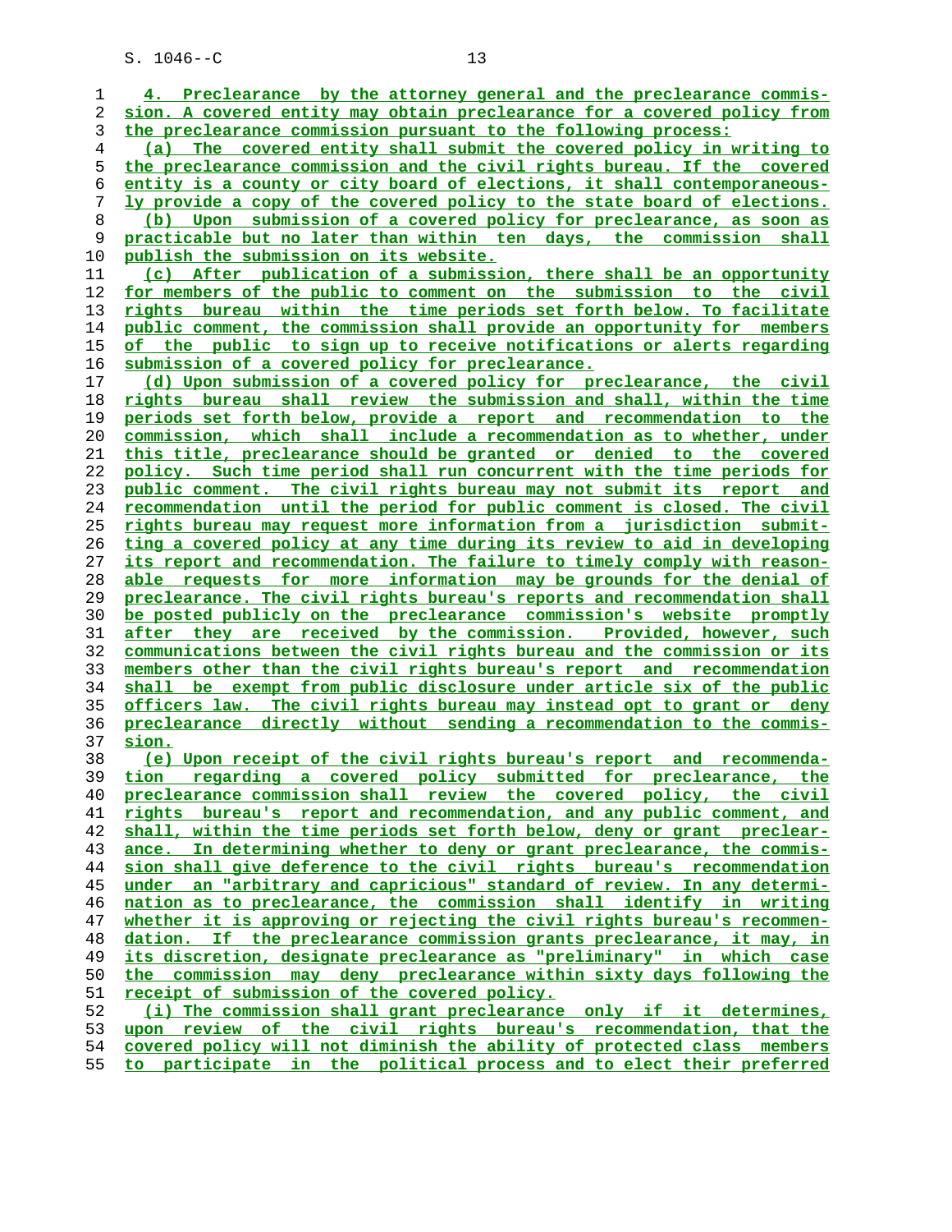4. Preclearance by the attorney general and the preclearance commission. A covered entity may obtain preclearance for a covered policy from the preclearance commission pursuant to the following process:

(a) The covered entity shall submit the covered policy in writing to the preclearance commission and the civil rights bureau. If the covered entity is a county or city board of elections, it shall contemporaneously provide a copy of the covered policy to the state board of elections.

(b) Upon submission of a covered policy for preclearance, as soon as practicable but no later than within ten days, the commission shall publish the submission on its website.

(c) After publication of a submission, there shall be an opportunity for members of the public to comment on the submission to the civil rights bureau within the time periods set forth below. To facilitate public comment, the commission shall provide an opportunity for members of the public to sign up to receive notifications or alerts regarding submission of a covered policy for preclearance.

(d) Upon submission of a covered policy for preclearance, the civil rights bureau shall review the submission and shall, within the time periods set forth below, provide a report and recommendation to the commission, which shall include a recommendation as to whether, under this title, preclearance should be granted or denied to the covered policy. Such time period shall run concurrent with the time periods for public comment. The civil rights bureau may not submit its report and recommendation until the period for public comment is closed. The civil rights bureau may request more information from a jurisdiction submitting a covered policy at any time during its review to aid in developing its report and recommendation. The failure to timely comply with reasonable requests for more information may be grounds for the denial of preclearance. The civil rights bureau's reports and recommendation shall be posted publicly on the preclearance commission's website promptly after they are received by the commission. Provided, however, such communications between the civil rights bureau and the commission or its members other than the civil rights bureau's report and recommendation shall be exempt from public disclosure under article six of the public officers law. The civil rights bureau may instead opt to grant or deny preclearance directly without sending a recommendation to the commission.

(e) Upon receipt of the civil rights bureau's report and recommendation regarding a covered policy submitted for preclearance, the preclearance commission shall review the covered policy, the civil rights bureau's report and recommendation, and any public comment, and shall, within the time periods set forth below, deny or grant preclearance. In determining whether to deny or grant preclearance, the commission shall give deference to the civil rights bureau's recommendation under an "arbitrary and capricious" standard of review. In any determination as to preclearance, the commission shall identify in writing whether it is approving or rejecting the civil rights bureau's recommendation. If the preclearance commission grants preclearance, it may, in its discretion, designate preclearance as "preliminary" in which case the commission may deny preclearance within sixty days following the receipt of submission of the covered policy.

(i) The commission shall grant preclearance only if it determines, upon review of the civil rights bureau's recommendation, that the covered policy will not diminish the ability of protected class members to participate in the political process and to elect their preferred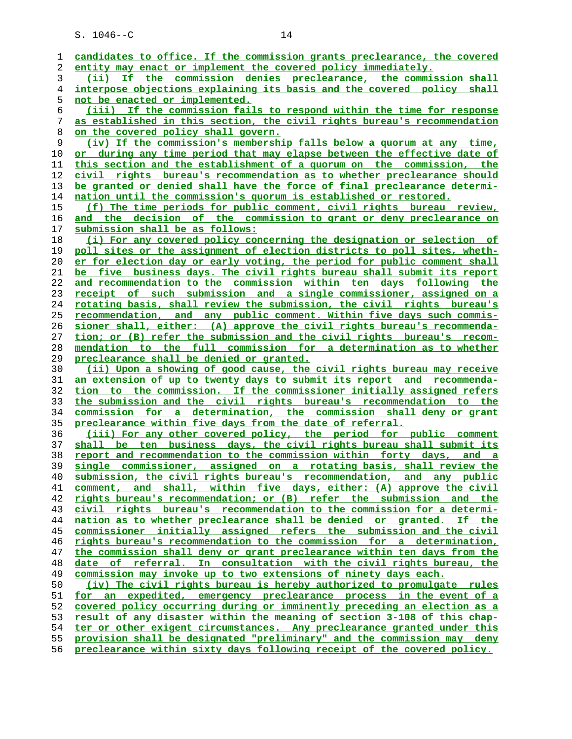candidates to office. If the commission grants preclearance, the covered entity may enact or implement the covered policy immediately.

(ii) If the commission denies preclearance, the commission shall interpose objections explaining its basis and the covered policy shall not be enacted or implemented.

(iii) If the commission fails to respond within the time for response as established in this section, the civil rights bureau's recommendation on the covered policy shall govern.

(iv) If the commission's membership falls below a quorum at any time, or during any time period that may elapse between the effective date of this section and the establishment of a quorum on the commission, the civil rights bureau's recommendation as to whether preclearance should be granted or denied shall have the force of final preclearance determination until the commission's quorum is established or restored.

(f) The time periods for public comment, civil rights bureau review, and the decision of the commission to grant or deny preclearance on submission shall be as follows:

(i) For any covered policy concerning the designation or selection of poll sites or the assignment of election districts to poll sites, whether for election day or early voting, the period for public comment shall be five business days. The civil rights bureau shall submit its report and recommendation to the commission within ten days following the receipt of such submission and a single commissioner, assigned on a rotating basis, shall review the submission, the civil rights bureau's recommendation, and any public comment. Within five days such commissioner shall, either: (A) approve the civil rights bureau's recommendation; or (B) refer the submission and the civil rights bureau's recommendation to the full commission for a determination as to whether preclearance shall be denied or granted.

(ii) Upon a showing of good cause, the civil rights bureau may receive an extension of up to twenty days to submit its report and recommendation to the commission. If the commissioner initially assigned refers the submission and the civil rights bureau's recommendation to the commission for a determination, the commission shall deny or grant preclearance within five days from the date of referral.

(iii) For any other covered policy, the period for public comment shall be ten business days, the civil rights bureau shall submit its report and recommendation to the commission within forty days, and a single commissioner, assigned on a rotating basis, shall review the submission, the civil rights bureau's recommendation, and any public comment, and shall, within five days, either: (A) approve the civil rights bureau's recommendation; or (B) refer the submission and the civil rights bureau's recommendation to the commission for a determination as to whether preclearance shall be denied or granted. If the commissioner initially assigned refers the submission and the civil rights bureau's recommendation to the commission for a determination, the commission shall deny or grant preclearance within ten days from the date of referral. In consultation with the civil rights bureau, the commission may invoke up to two extensions of ninety days each.

(iv) The civil rights bureau is hereby authorized to promulgate rules for an expedited, emergency preclearance process in the event of a covered policy occurring during or imminently preceding an election as a result of any disaster within the meaning of section 3-108 of this chapter or other exigent circumstances. Any preclearance granted under this provision shall be designated "preliminary" and the commission may deny preclearance within sixty days following receipt of the covered policy.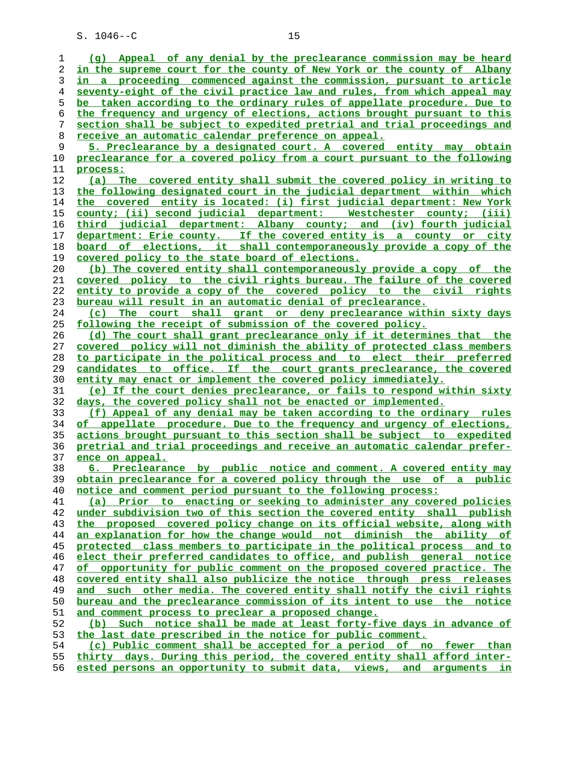(g) Appeal of any denial by the preclearance commission may be heard in the supreme court for the county of New York or the county of Albany in a proceeding commenced against the commission, pursuant to article seventy-eight of the civil practice law and rules, from which appeal may be taken according to the ordinary rules of appellate procedure. Due to the frequency and urgency of elections, actions brought pursuant to this section shall be subject to expedited pretrial and trial proceedings and receive an automatic calendar preference on appeal.

5. Preclearance by a designated court. A covered entity may obtain preclearance for a covered policy from a court pursuant to the following process:

(a) The covered entity shall submit the covered policy in writing to the following designated court in the judicial department within which the covered entity is located: (i) first judicial department: New York county; (ii) second judicial department: Westchester county; (iii) third judicial department: Albany county; and (iv) fourth judicial department: Erie county. If the covered entity is a county or city board of elections, it shall contemporaneously provide a copy of the covered policy to the state board of elections.

(b) The covered entity shall contemporaneously provide a copy of the covered policy to the civil rights bureau. The failure of the covered entity to provide a copy of the covered policy to the civil rights bureau will result in an automatic denial of preclearance.

(c) The court shall grant or deny preclearance within sixty days following the receipt of submission of the covered policy.

(d) The court shall grant preclearance only if it determines that the covered policy will not diminish the ability of protected class members to participate in the political process and to elect their preferred candidates to office. If the court grants preclearance, the covered entity may enact or implement the covered policy immediately.

(e) If the court denies preclearance, or fails to respond within sixty days, the covered policy shall not be enacted or implemented.

(f) Appeal of any denial may be taken according to the ordinary rules of appellate procedure. Due to the frequency and urgency of elections, actions brought pursuant to this section shall be subject to expedited pretrial and trial proceedings and receive an automatic calendar preference on appeal.

6. Preclearance by public notice and comment. A covered entity may obtain preclearance for a covered policy through the use of a public notice and comment period pursuant to the following process:

(a) Prior to enacting or seeking to administer any covered policies under subdivision two of this section the covered entity shall publish the proposed covered policy change on its official website, along with an explanation for how the change would not diminish the ability of protected class members to participate in the political process and to elect their preferred candidates to office, and publish general notice of opportunity for public comment on the proposed covered practice. The covered entity shall also publicize the notice through press releases and such other media. The covered entity shall notify the civil rights bureau and the preclearance commission of its intent to use the notice and comment process to preclear a proposed change.

(b) Such notice shall be made at least forty-five days in advance of the last date prescribed in the notice for public comment.

(c) Public comment shall be accepted for a period of no fewer than thirty days. During this period, the covered entity shall afford interested persons an opportunity to submit data, views, and arguments in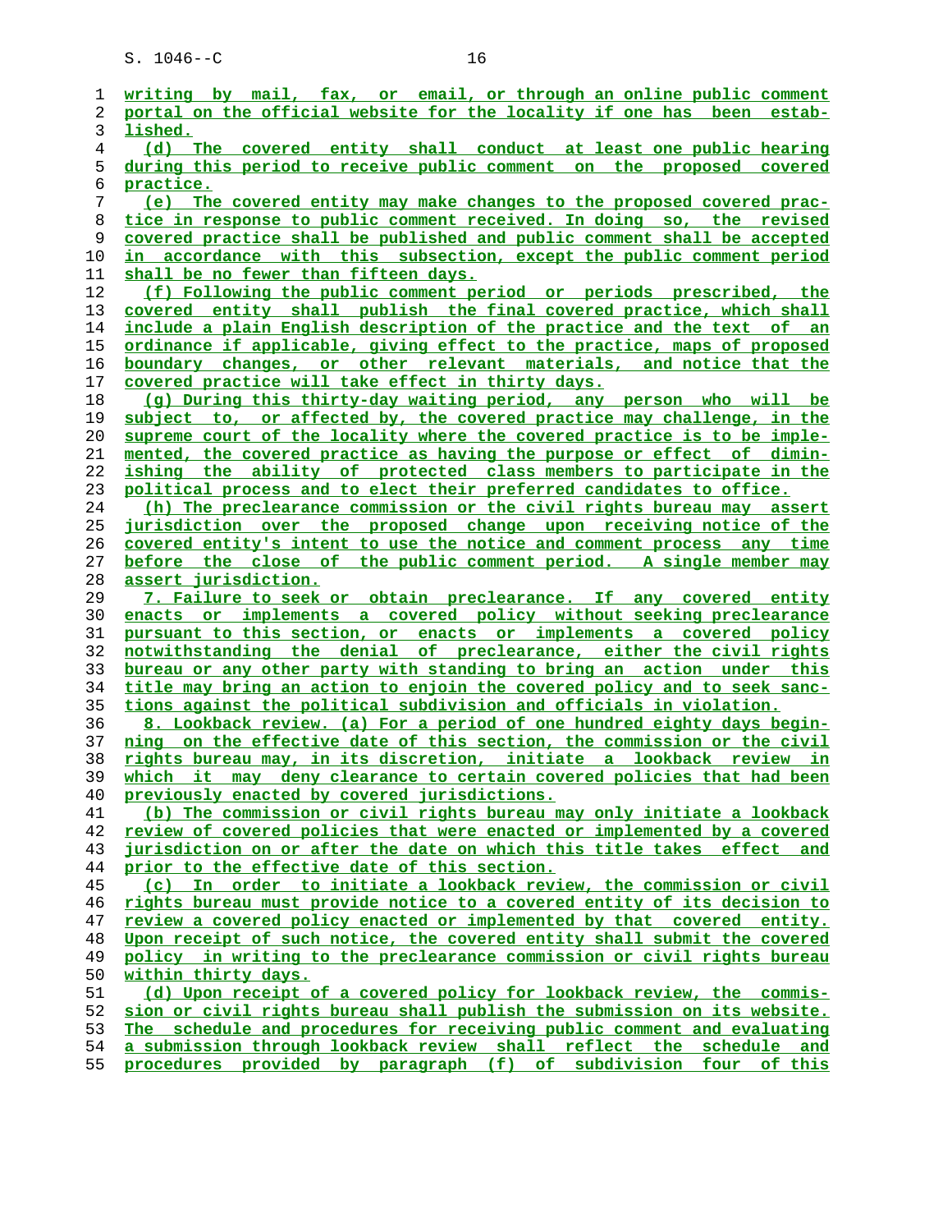writing by mail, fax, or email, or through an online public comment portal on the official website for the locality if one has been established.

(d) The covered entity shall conduct at least one public hearing during this period to receive public comment on the proposed covered practice.

(e) The covered entity may make changes to the proposed covered practice in response to public comment received. In doing so, the revised covered practice shall be published and public comment shall be accepted in accordance with this subsection, except the public comment period shall be no fewer than fifteen days.

(f) Following the public comment period or periods prescribed, the covered entity shall publish the final covered practice, which shall include a plain English description of the practice and the text of an ordinance if applicable, giving effect to the practice, maps of proposed boundary changes, or other relevant materials, and notice that the covered practice will take effect in thirty days.

(g) During this thirty-day waiting period, any person who will be subject to, or affected by, the covered practice may challenge, in the supreme court of the locality where the covered practice is to be implemented, the covered practice as having the purpose or effect of diminishing the ability of protected class members to participate in the political process and to elect their preferred candidates to office.

(h) The preclearance commission or the civil rights bureau may assert jurisdiction over the proposed change upon receiving notice of the covered entity's intent to use the notice and comment process any time before the close of the public comment period. A single member may assert jurisdiction.

7. Failure to seek or obtain preclearance. If any covered entity enacts or implements a covered policy without seeking preclearance pursuant to this section, or enacts or implements a covered policy notwithstanding the denial of preclearance, either the civil rights bureau or any other party with standing to bring an action under this title may bring an action to enjoin the covered policy and to seek sanctions against the political subdivision and officials in violation.

8. Lookback review. (a) For a period of one hundred eighty days beginning on the effective date of this section, the commission or the civil rights bureau may, in its discretion, initiate a lookback review in which it may deny clearance to certain covered policies that had been previously enacted by covered jurisdictions.

(b) The commission or civil rights bureau may only initiate a lookback review of covered policies that were enacted or implemented by a covered jurisdiction on or after the date on which this title takes effect and prior to the effective date of this section.

(c) In order to initiate a lookback review, the commission or civil rights bureau must provide notice to a covered entity of its decision to review a covered policy enacted or implemented by that covered entity. Upon receipt of such notice, the covered entity shall submit the covered policy in writing to the preclearance commission or civil rights bureau within thirty days.

(d) Upon receipt of a covered policy for lookback review, the commission or civil rights bureau shall publish the submission on its website. The schedule and procedures for receiving public comment and evaluating a submission through lookback review shall reflect the schedule and procedures provided by paragraph (f) of subdivision four of this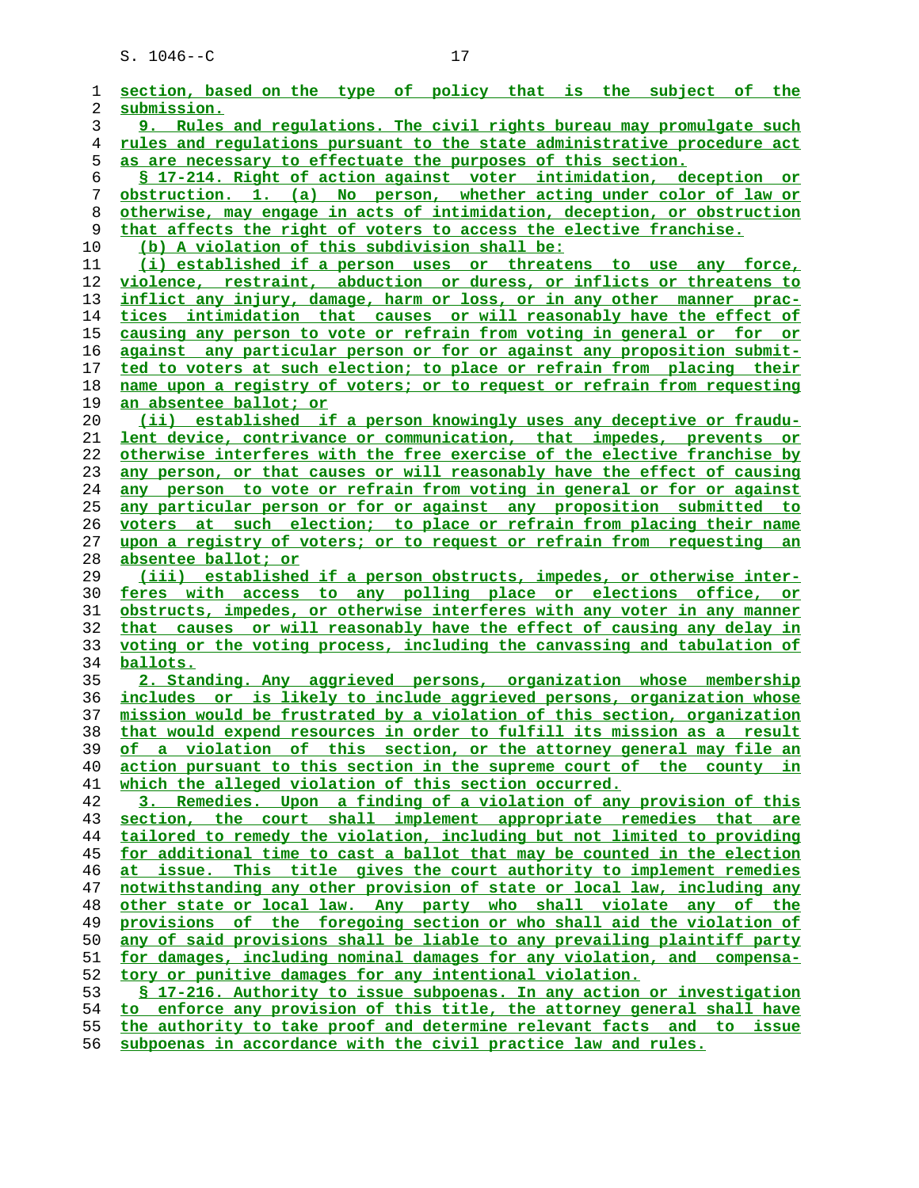section, based on the type of policy that is the subject of the submission.

9. Rules and regulations. The civil rights bureau may promulgate such rules and regulations pursuant to the state administrative procedure act as are necessary to effectuate the purposes of this section.

§ 17-214. Right of action against voter intimidation, deception or obstruction. 1. (a) No person, whether acting under color of law or otherwise, may engage in acts of intimidation, deception, or obstruction that affects the right of voters to access the elective franchise.

(b) A violation of this subdivision shall be:

(i) established if a person uses or threatens to use any force, violence, restraint, abduction or duress, or inflicts or threatens to inflict any injury, damage, harm or loss, or in any other manner practices intimidation that causes or will reasonably have the effect of causing any person to vote or refrain from voting in general or for or against any particular person or for or against any proposition submitted to voters at such election; to place or refrain from placing their name upon a registry of voters; or to request or refrain from requesting an absentee ballot; or

(ii) established if a person knowingly uses any deceptive or fraudulent device, contrivance or communication, that impedes, prevents or otherwise interferes with the free exercise of the elective franchise by any person, or that causes or will reasonably have the effect of causing any person to vote or refrain from voting in general or for or against any particular person or for or against any proposition submitted to voters at such election; to place or refrain from placing their name upon a registry of voters; or to request or refrain from requesting an absentee ballot; or

(iii) established if a person obstructs, impedes, or otherwise interferes with access to any polling place or elections office, or obstructs, impedes, or otherwise interferes with any voter in any manner that causes or will reasonably have the effect of causing any delay in voting or the voting process, including the canvassing and tabulation of ballots.

2. Standing. Any aggrieved persons, organization whose membership includes or is likely to include aggrieved persons, organization whose mission would be frustrated by a violation of this section, organization that would expend resources in order to fulfill its mission as a result of a violation of this section, or the attorney general may file an action pursuant to this section in the supreme court of the county in which the alleged violation of this section occurred.

3. Remedies. Upon a finding of a violation of any provision of this section, the court shall implement appropriate remedies that are tailored to remedy the violation, including but not limited to providing for additional time to cast a ballot that may be counted in the election at issue. This title gives the court authority to implement remedies notwithstanding any other provision of state or local law, including any other state or local law. Any party who shall violate any of the provisions of the foregoing section or who shall aid the violation of any of said provisions shall be liable to any prevailing plaintiff party for damages, including nominal damages for any violation, and compensatory or punitive damages for any intentional violation.

§ 17-216. Authority to issue subpoenas. In any action or investigation to enforce any provision of this title, the attorney general shall have the authority to take proof and determine relevant facts and to issue subpoenas in accordance with the civil practice law and rules.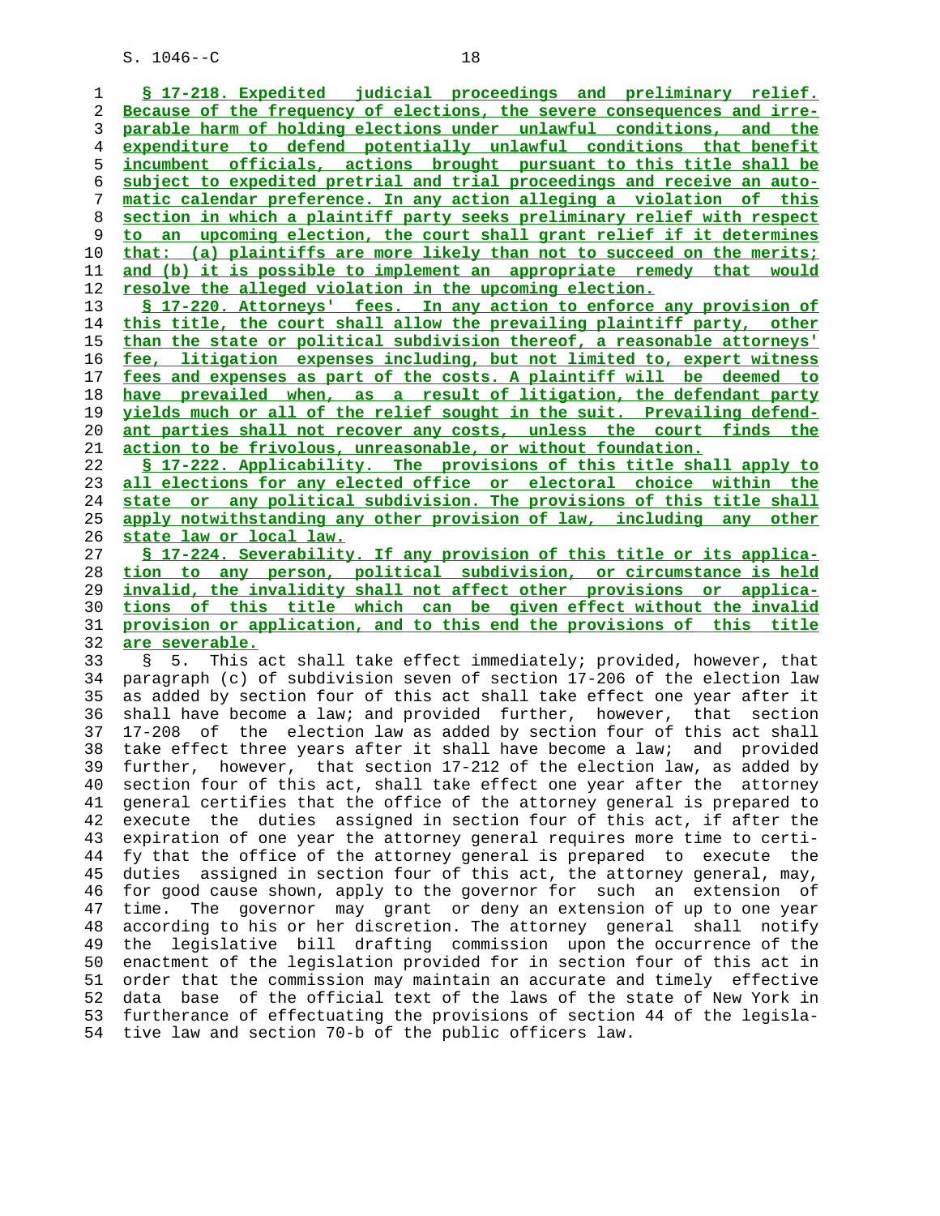§ 17-218. Expedited judicial proceedings and preliminary relief. Because of the frequency of elections, the severe consequences and irreparable harm of holding elections under unlawful conditions, and the expenditure to defend potentially unlawful conditions that benefit incumbent officials, actions brought pursuant to this title shall be subject to expedited pretrial and trial proceedings and receive an automatic calendar preference. In any action alleging a violation of this section in which a plaintiff party seeks preliminary relief with respect to an upcoming election, the court shall grant relief if it determines that: (a) plaintiffs are more likely than not to succeed on the merits; and (b) it is possible to implement an appropriate remedy that would resolve the alleged violation in the upcoming election.

§ 17-220. Attorneys' fees. In any action to enforce any provision of this title, the court shall allow the prevailing plaintiff party, other than the state or political subdivision thereof, a reasonable attorneys' fee, litigation expenses including, but not limited to, expert witness fees and expenses as part of the costs. A plaintiff will be deemed to have prevailed when, as a result of litigation, the defendant party yields much or all of the relief sought in the suit. Prevailing defendant parties shall not recover any costs, unless the court finds the action to be frivolous, unreasonable, or without foundation.

§ 17-222. Applicability. The provisions of this title shall apply to all elections for any elected office or electoral choice within the state or any political subdivision. The provisions of this title shall apply notwithstanding any other provision of law, including any other state law or local law.

§ 17-224. Severability. If any provision of this title or its application to any person, political subdivision, or circumstance is held invalid, the invalidity shall not affect other provisions or applications of this title which can be given effect without the invalid provision or application, and to this end the provisions of this title are severable.

§ 5. This act shall take effect immediately; provided, however, that paragraph (c) of subdivision seven of section 17-206 of the election law as added by section four of this act shall take effect one year after it shall have become a law; and provided further, however, that section 17-208 of the election law as added by section four of this act shall take effect three years after it shall have become a law; and provided further, however, that section 17-212 of the election law, as added by section four of this act, shall take effect one year after the attorney general certifies that the office of the attorney general is prepared to execute the duties assigned in section four of this act, if after the expiration of one year the attorney general requires more time to certify that the office of the attorney general is prepared to execute the duties assigned in section four of this act, the attorney general, may, for good cause shown, apply to the governor for such an extension of time. The governor may grant or deny an extension of up to one year according to his or her discretion. The attorney general shall notify the legislative bill drafting commission upon the occurrence of the enactment of the legislation provided for in section four of this act in order that the commission may maintain an accurate and timely effective data base of the official text of the laws of the state of New York in furtherance of effectuating the provisions of section 44 of the legislative law and section 70-b of the public officers law.